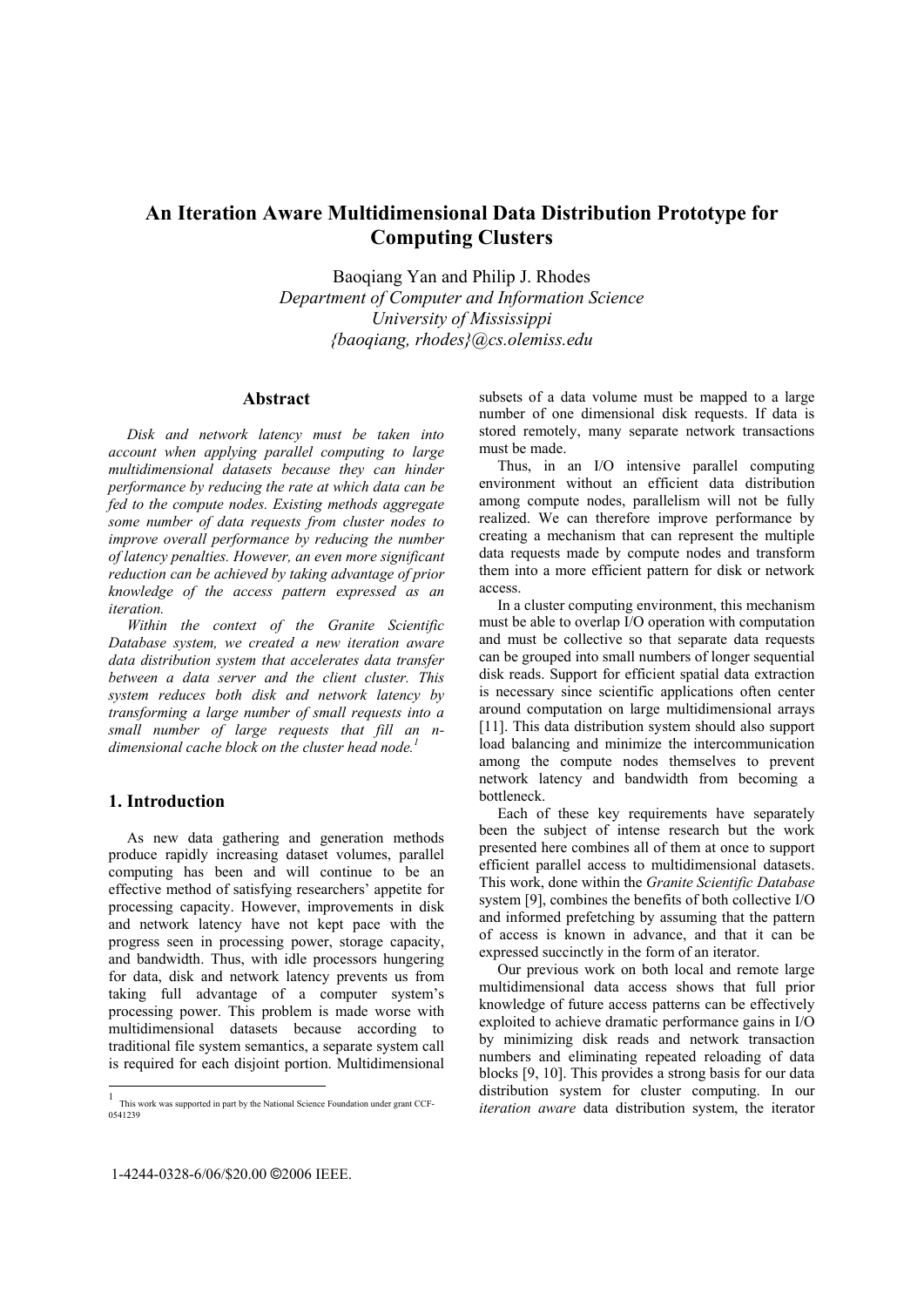# An Iteration Aware Multidimensional Data Distribution Prototype for Computing Clusters

Baoqiang Yan and Philip J. Rhodes
*Department of Computer and Information Science*
*University of Mississippi*
*{baoqiang, rhodes}@cs.olemiss.edu*

## Abstract

*Disk and network latency must be taken into account when applying parallel computing to large multidimensional datasets because they can hinder performance by reducing the rate at which data can be fed to the compute nodes. Existing methods aggregate some number of data requests from cluster nodes to improve overall performance by reducing the number of latency penalties. However, an even more significant reduction can be achieved by taking advantage of prior knowledge of the access pattern expressed as an iteration.*

*Within the context of the Granite Scientific Database system, we created a new iteration aware data distribution system that accelerates data transfer between a data server and the client cluster. This system reduces both disk and network latency by transforming a large number of small requests into a small number of large requests that fill an n-dimensional cache block on the cluster head node.*[1]

## 1. Introduction

As new data gathering and generation methods produce rapidly increasing dataset volumes, parallel computing has been and will continue to be an effective method of satisfying researchers' appetite for processing capacity. However, improvements in disk and network latency have not kept pace with the progress seen in processing power, storage capacity, and bandwidth. Thus, with idle processors hungering for data, disk and network latency prevents us from taking full advantage of a computer system's processing power. This problem is made worse with multidimensional datasets because according to traditional file system semantics, a separate system call is required for each disjoint portion. Multidimensional subsets of a data volume must be mapped to a large number of one dimensional disk requests. If data is stored remotely, many separate network transactions must be made.

Thus, in an I/O intensive parallel computing environment without an efficient data distribution among compute nodes, parallelism will not be fully realized. We can therefore improve performance by creating a mechanism that can represent the multiple data requests made by compute nodes and transform them into a more efficient pattern for disk or network access.

In a cluster computing environment, this mechanism must be able to overlap I/O operation with computation and must be collective so that separate data requests can be grouped into small numbers of longer sequential disk reads. Support for efficient spatial data extraction is necessary since scientific applications often center around computation on large multidimensional arrays [11]. This data distribution system should also support load balancing and minimize the intercommunication among the compute nodes themselves to prevent network latency and bandwidth from becoming a bottleneck.

Each of these key requirements have separately been the subject of intense research but the work presented here combines all of them at once to support efficient parallel access to multidimensional datasets. This work, done within the *Granite Scientific Database* system [9], combines the benefits of both collective I/O and informed prefetching by assuming that the pattern of access is known in advance, and that it can be expressed succinctly in the form of an iterator.

Our previous work on both local and remote large multidimensional data access shows that full prior knowledge of future access patterns can be effectively exploited to achieve dramatic performance gains in I/O by minimizing disk reads and network transaction numbers and eliminating repeated reloading of data blocks [9, 10]. This provides a strong basis for our data distribution system for cluster computing. In our *iteration aware* data distribution system, the iterator

[1] This work was supported in part by the National Science Foundation under grant CCF-0541239

1-4244-0328-6/06/$20.00 ©2006 IEEE.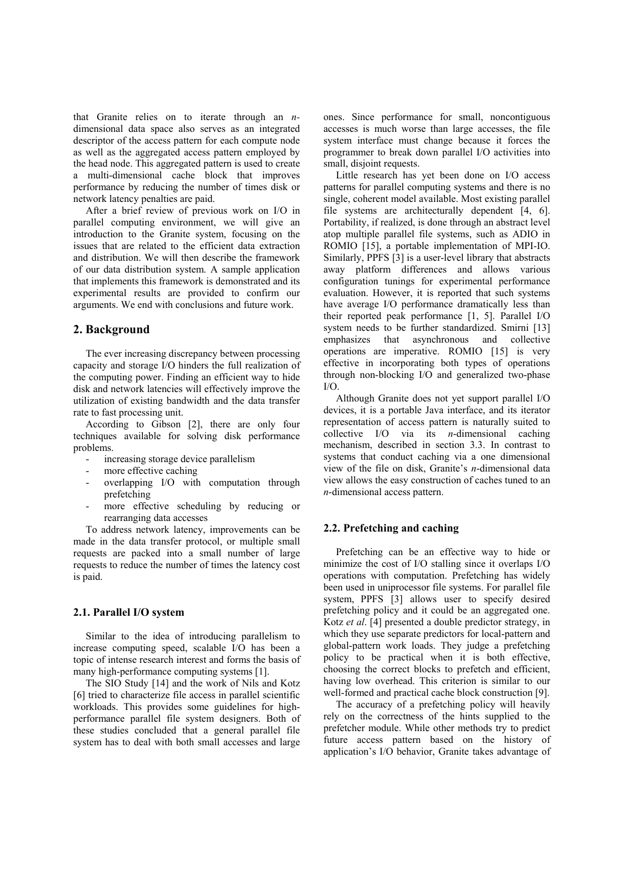that Granite relies on to iterate through an *n*-dimensional data space also serves as an integrated descriptor of the access pattern for each compute node as well as the aggregated access pattern employed by the head node. This aggregated pattern is used to create a multi-dimensional cache block that improves performance by reducing the number of times disk or network latency penalties are paid.

After a brief review of previous work on I/O in parallel computing environment, we will give an introduction to the Granite system, focusing on the issues that are related to the efficient data extraction and distribution. We will then describe the framework of our data distribution system. A sample application that implements this framework is demonstrated and its experimental results are provided to confirm our arguments. We end with conclusions and future work.

## 2. Background

The ever increasing discrepancy between processing capacity and storage I/O hinders the full realization of the computing power. Finding an efficient way to hide disk and network latencies will effectively improve the utilization of existing bandwidth and the data transfer rate to fast processing unit.

According to Gibson [2], there are only four techniques available for solving disk performance problems.

- increasing storage device parallelism
- more effective caching
- overlapping I/O with computation through prefetching
- more effective scheduling by reducing or rearranging data accesses

To address network latency, improvements can be made in the data transfer protocol, or multiple small requests are packed into a small number of large requests to reduce the number of times the latency cost is paid.

### 2.1. Parallel I/O system

Similar to the idea of introducing parallelism to increase computing speed, scalable I/O has been a topic of intense research interest and forms the basis of many high-performance computing systems [1].

The SIO Study [14] and the work of Nils and Kotz [6] tried to characterize file access in parallel scientific workloads. This provides some guidelines for high-performance parallel file system designers. Both of these studies concluded that a general parallel file system has to deal with both small accesses and large ones. Since performance for small, noncontiguous accesses is much worse than large accesses, the file system interface must change because it forces the programmer to break down parallel I/O activities into small, disjoint requests.

Little research has yet been done on I/O access patterns for parallel computing systems and there is no single, coherent model available. Most existing parallel file systems are architecturally dependent [4, 6]. Portability, if realized, is done through an abstract level atop multiple parallel file systems, such as ADIO in ROMIO [15], a portable implementation of MPI-IO. Similarly, PPFS [3] is a user-level library that abstracts away platform differences and allows various configuration tunings for experimental performance evaluation. However, it is reported that such systems have average I/O performance dramatically less than their reported peak performance [1, 5]. Parallel I/O system needs to be further standardized. Smirni [13] emphasizes that asynchronous and collective operations are imperative. ROMIO [15] is very effective in incorporating both types of operations through non-blocking I/O and generalized two-phase I/O.

Although Granite does not yet support parallel I/O devices, it is a portable Java interface, and its iterator representation of access pattern is naturally suited to collective I/O via its *n*-dimensional caching mechanism, described in section 3.3. In contrast to systems that conduct caching via a one dimensional view of the file on disk, Granite's *n*-dimensional data view allows the easy construction of caches tuned to an *n*-dimensional access pattern.

### 2.2. Prefetching and caching

Prefetching can be an effective way to hide or minimize the cost of I/O stalling since it overlaps I/O operations with computation. Prefetching has widely been used in uniprocessor file systems. For parallel file system, PPFS [3] allows user to specify desired prefetching policy and it could be an aggregated one. Kotz *et al*. [4] presented a double predictor strategy, in which they use separate predictors for local-pattern and global-pattern work loads. They judge a prefetching policy to be practical when it is both effective, choosing the correct blocks to prefetch and efficient, having low overhead. This criterion is similar to our well-formed and practical cache block construction [9].

The accuracy of a prefetching policy will heavily rely on the correctness of the hints supplied to the prefetcher module. While other methods try to predict future access pattern based on the history of application's I/O behavior, Granite takes advantage of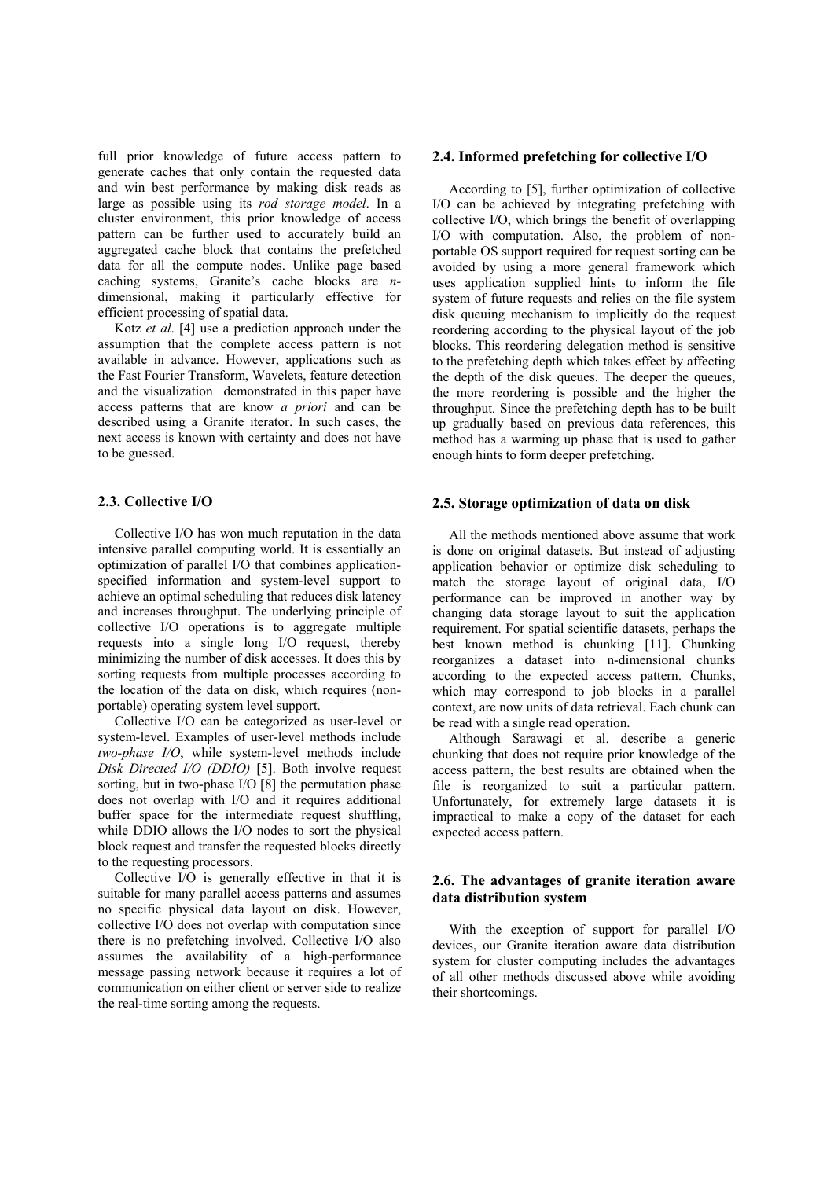full prior knowledge of future access pattern to generate caches that only contain the requested data and win best performance by making disk reads as large as possible using its *rod storage model*. In a cluster environment, this prior knowledge of access pattern can be further used to accurately build an aggregated cache block that contains the prefetched data for all the compute nodes. Unlike page based caching systems, Granite's cache blocks are *n*-dimensional, making it particularly effective for efficient processing of spatial data.

Kotz *et al*. [4] use a prediction approach under the assumption that the complete access pattern is not available in advance. However, applications such as the Fast Fourier Transform, Wavelets, feature detection and the visualization demonstrated in this paper have access patterns that are know *a priori* and can be described using a Granite iterator. In such cases, the next access is known with certainty and does not have to be guessed.

### 2.3. Collective I/O

Collective I/O has won much reputation in the data intensive parallel computing world. It is essentially an optimization of parallel I/O that combines application-specified information and system-level support to achieve an optimal scheduling that reduces disk latency and increases throughput. The underlying principle of collective I/O operations is to aggregate multiple requests into a single long I/O request, thereby minimizing the number of disk accesses. It does this by sorting requests from multiple processes according to the location of the data on disk, which requires (non-portable) operating system level support.

Collective I/O can be categorized as user-level or system-level. Examples of user-level methods include *two-phase I/O*, while system-level methods include *Disk Directed I/O (DDIO)* [5]. Both involve request sorting, but in two-phase I/O [8] the permutation phase does not overlap with I/O and it requires additional buffer space for the intermediate request shuffling, while DDIO allows the I/O nodes to sort the physical block request and transfer the requested blocks directly to the requesting processors.

Collective I/O is generally effective in that it is suitable for many parallel access patterns and assumes no specific physical data layout on disk. However, collective I/O does not overlap with computation since there is no prefetching involved. Collective I/O also assumes the availability of a high-performance message passing network because it requires a lot of communication on either client or server side to realize the real-time sorting among the requests.

### 2.4. Informed prefetching for collective I/O

According to [5], further optimization of collective I/O can be achieved by integrating prefetching with collective I/O, which brings the benefit of overlapping I/O with computation. Also, the problem of non-portable OS support required for request sorting can be avoided by using a more general framework which uses application supplied hints to inform the file system of future requests and relies on the file system disk queuing mechanism to implicitly do the request reordering according to the physical layout of the job blocks. This reordering delegation method is sensitive to the prefetching depth which takes effect by affecting the depth of the disk queues. The deeper the queues, the more reordering is possible and the higher the throughput. Since the prefetching depth has to be built up gradually based on previous data references, this method has a warming up phase that is used to gather enough hints to form deeper prefetching.

### 2.5. Storage optimization of data on disk

All the methods mentioned above assume that work is done on original datasets. But instead of adjusting application behavior or optimize disk scheduling to match the storage layout of original data, I/O performance can be improved in another way by changing data storage layout to suit the application requirement. For spatial scientific datasets, perhaps the best known method is chunking [11]. Chunking reorganizes a dataset into n-dimensional chunks according to the expected access pattern. Chunks, which may correspond to job blocks in a parallel context, are now units of data retrieval. Each chunk can be read with a single read operation.

Although Sarawagi et al. describe a generic chunking that does not require prior knowledge of the access pattern, the best results are obtained when the file is reorganized to suit a particular pattern. Unfortunately, for extremely large datasets it is impractical to make a copy of the dataset for each expected access pattern.

### 2.6. The advantages of granite iteration aware data distribution system

With the exception of support for parallel I/O devices, our Granite iteration aware data distribution system for cluster computing includes the advantages of all other methods discussed above while avoiding their shortcomings.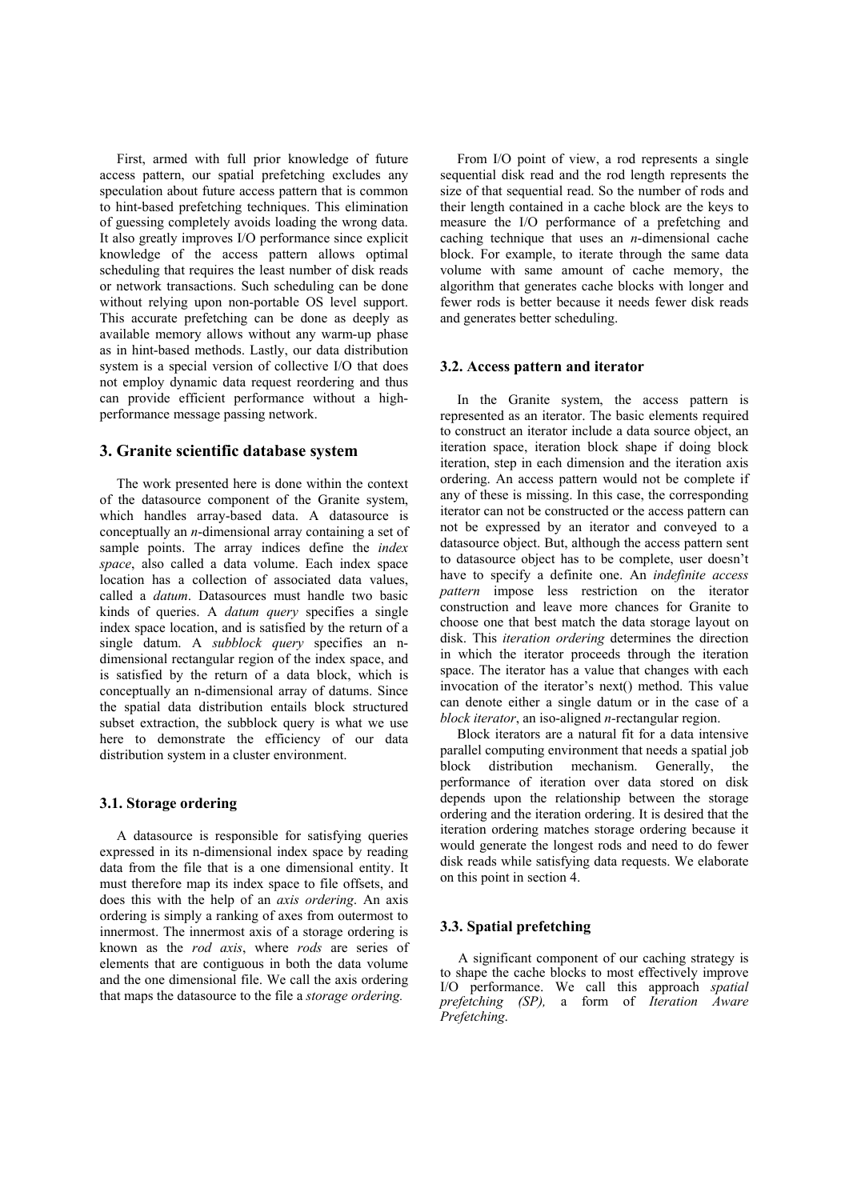First, armed with full prior knowledge of future access pattern, our spatial prefetching excludes any speculation about future access pattern that is common to hint-based prefetching techniques. This elimination of guessing completely avoids loading the wrong data. It also greatly improves I/O performance since explicit knowledge of the access pattern allows optimal scheduling that requires the least number of disk reads or network transactions. Such scheduling can be done without relying upon non-portable OS level support. This accurate prefetching can be done as deeply as available memory allows without any warm-up phase as in hint-based methods. Lastly, our data distribution system is a special version of collective I/O that does not employ dynamic data request reordering and thus can provide efficient performance without a high-performance message passing network.

## 3. Granite scientific database system

The work presented here is done within the context of the datasource component of the Granite system, which handles array-based data. A datasource is conceptually an *n*-dimensional array containing a set of sample points. The array indices define the *index space*, also called a data volume. Each index space location has a collection of associated data values, called a *datum*. Datasources must handle two basic kinds of queries. A *datum query* specifies a single index space location, and is satisfied by the return of a single datum. A *subblock query* specifies an n-dimensional rectangular region of the index space, and is satisfied by the return of a data block, which is conceptually an n-dimensional array of datums. Since the spatial data distribution entails block structured subset extraction, the subblock query is what we use here to demonstrate the efficiency of our data distribution system in a cluster environment.

### 3.1. Storage ordering

A datasource is responsible for satisfying queries expressed in its n-dimensional index space by reading data from the file that is a one dimensional entity. It must therefore map its index space to file offsets, and does this with the help of an *axis ordering*. An axis ordering is simply a ranking of axes from outermost to innermost. The innermost axis of a storage ordering is known as the *rod axis*, where *rods* are series of elements that are contiguous in both the data volume and the one dimensional file. We call the axis ordering that maps the datasource to the file a *storage ordering.*

From I/O point of view, a rod represents a single sequential disk read and the rod length represents the size of that sequential read. So the number of rods and their length contained in a cache block are the keys to measure the I/O performance of a prefetching and caching technique that uses an *n*-dimensional cache block. For example, to iterate through the same data volume with same amount of cache memory, the algorithm that generates cache blocks with longer and fewer rods is better because it needs fewer disk reads and generates better scheduling.

### 3.2. Access pattern and iterator

In the Granite system, the access pattern is represented as an iterator. The basic elements required to construct an iterator include a data source object, an iteration space, iteration block shape if doing block iteration, step in each dimension and the iteration axis ordering. An access pattern would not be complete if any of these is missing. In this case, the corresponding iterator can not be constructed or the access pattern can not be expressed by an iterator and conveyed to a datasource object. But, although the access pattern sent to datasource object has to be complete, user doesn't have to specify a definite one. An *indefinite access pattern* impose less restriction on the iterator construction and leave more chances for Granite to choose one that best match the data storage layout on disk. This *iteration ordering* determines the direction in which the iterator proceeds through the iteration space. The iterator has a value that changes with each invocation of the iterator's next() method. This value can denote either a single datum or in the case of a *block iterator*, an iso-aligned *n*-rectangular region.

Block iterators are a natural fit for a data intensive parallel computing environment that needs a spatial job block distribution mechanism. Generally, the performance of iteration over data stored on disk depends upon the relationship between the storage ordering and the iteration ordering. It is desired that the iteration ordering matches storage ordering because it would generate the longest rods and need to do fewer disk reads while satisfying data requests. We elaborate on this point in section 4.

### 3.3. Spatial prefetching

A significant component of our caching strategy is to shape the cache blocks to most effectively improve I/O performance. We call this approach *spatial prefetching (SP),* a form of *Iteration Aware Prefetching*.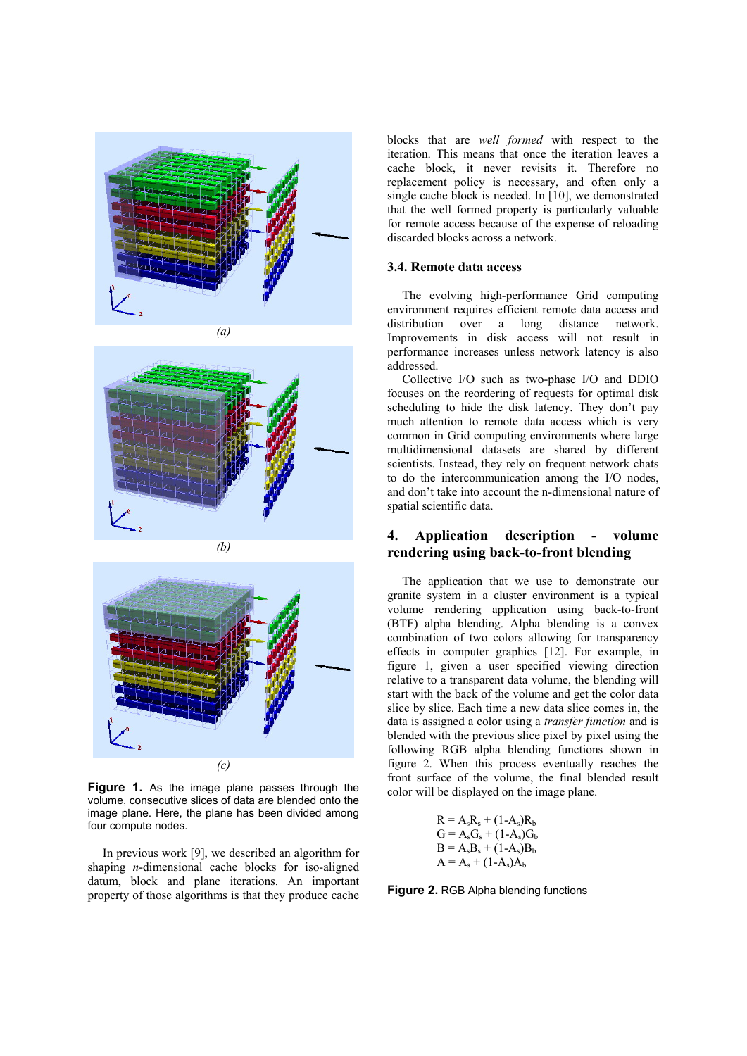*(a)*

*(b)*

*(c)*

**Figure 1.** As the image plane passes through the volume, consecutive slices of data are blended onto the image plane. Here, the plane has been divided among four compute nodes.

In previous work [9], we described an algorithm for shaping *n*-dimensional cache blocks for iso-aligned datum, block and plane iterations. An important property of those algorithms is that they produce cache blocks that are *well formed* with respect to the iteration. This means that once the iteration leaves a cache block, it never revisits it. Therefore no replacement policy is necessary, and often only a single cache block is needed. In [10], we demonstrated that the well formed property is particularly valuable for remote access because of the expense of reloading discarded blocks across a network.

### 3.4. Remote data access

The evolving high-performance Grid computing environment requires efficient remote data access and distribution over a long distance network. Improvements in disk access will not result in performance increases unless network latency is also addressed.

Collective I/O such as two-phase I/O and DDIO focuses on the reordering of requests for optimal disk scheduling to hide the disk latency. They don't pay much attention to remote data access which is very common in Grid computing environments where large multidimensional datasets are shared by different scientists. Instead, they rely on frequent network chats to do the intercommunication among the I/O nodes, and don't take into account the n-dimensional nature of spatial scientific data.

## 4. Application description - volume rendering using back-to-front blending

The application that we use to demonstrate our granite system in a cluster environment is a typical volume rendering application using back-to-front (BTF) alpha blending. Alpha blending is a convex combination of two colors allowing for transparency effects in computer graphics [12]. For example, in figure 1, given a user specified viewing direction relative to a transparent data volume, the blending will start with the back of the volume and get the color data slice by slice. Each time a new data slice comes in, the data is assigned a color using a *transfer function* and is blended with the previous slice pixel by pixel using the following RGB alpha blending functions shown in figure 2. When this process eventually reaches the front surface of the volume, the final blended result color will be displayed on the image plane.

$$
\begin{aligned}
R &= A_s R_s + (1-A_s) R_b \\
G &= A_s G_s + (1-A_s) G_b \\
B &= A_s B_s + (1-A_s) B_b \\
A &= A_s + (1-A_s) A_b
\end{aligned}
$$

**Figure 2.** RGB Alpha blending functions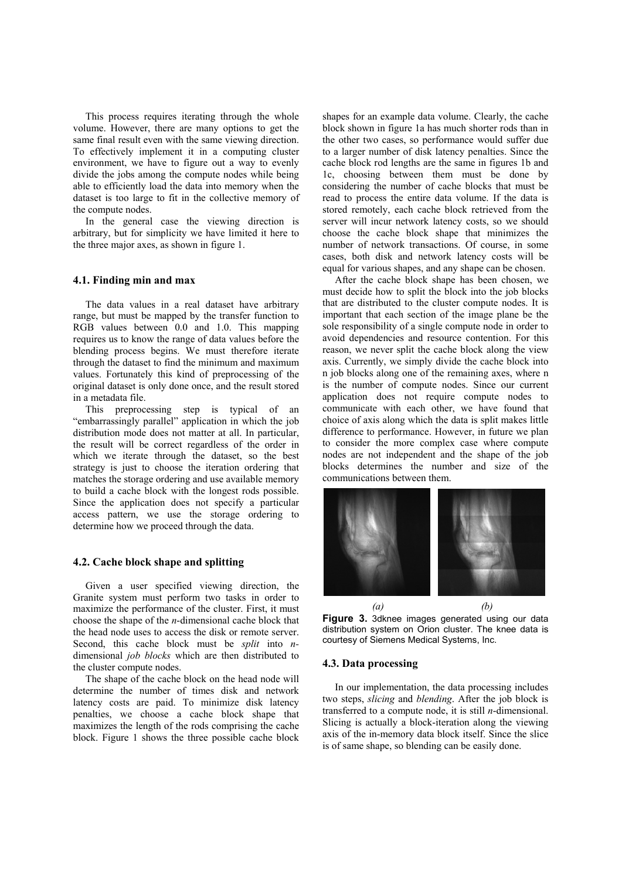This process requires iterating through the whole volume. However, there are many options to get the same final result even with the same viewing direction. To effectively implement it in a computing cluster environment, we have to figure out a way to evenly divide the jobs among the compute nodes while being able to efficiently load the data into memory when the dataset is too large to fit in the collective memory of the compute nodes.

In the general case the viewing direction is arbitrary, but for simplicity we have limited it here to the three major axes, as shown in figure 1.

### 4.1. Finding min and max

The data values in a real dataset have arbitrary range, but must be mapped by the transfer function to RGB values between 0.0 and 1.0. This mapping requires us to know the range of data values before the blending process begins. We must therefore iterate through the dataset to find the minimum and maximum values. Fortunately this kind of preprocessing of the original dataset is only done once, and the result stored in a metadata file.

This preprocessing step is typical of an "embarrassingly parallel" application in which the job distribution mode does not matter at all. In particular, the result will be correct regardless of the order in which we iterate through the dataset, so the best strategy is just to choose the iteration ordering that matches the storage ordering and use available memory to build a cache block with the longest rods possible. Since the application does not specify a particular access pattern, we use the storage ordering to determine how we proceed through the data.

### 4.2. Cache block shape and splitting

Given a user specified viewing direction, the Granite system must perform two tasks in order to maximize the performance of the cluster. First, it must choose the shape of the *n*-dimensional cache block that the head node uses to access the disk or remote server. Second, this cache block must be *split* into *n*-dimensional *job blocks* which are then distributed to the cluster compute nodes.

The shape of the cache block on the head node will determine the number of times disk and network latency costs are paid. To minimize disk latency penalties, we choose a cache block shape that maximizes the length of the rods comprising the cache block. Figure 1 shows the three possible cache block shapes for an example data volume. Clearly, the cache block shown in figure 1a has much shorter rods than in the other two cases, so performance would suffer due to a larger number of disk latency penalties. Since the cache block rod lengths are the same in figures 1b and 1c, choosing between them must be done by considering the number of cache blocks that must be read to process the entire data volume. If the data is stored remotely, each cache block retrieved from the server will incur network latency costs, so we should choose the cache block shape that minimizes the number of network transactions. Of course, in some cases, both disk and network latency costs will be equal for various shapes, and any shape can be chosen.

After the cache block shape has been chosen, we must decide how to split the block into the job blocks that are distributed to the cluster compute nodes. It is important that each section of the image plane be the sole responsibility of a single compute node in order to avoid dependencies and resource contention. For this reason, we never split the cache block along the view axis. Currently, we simply divide the cache block into n job blocks along one of the remaining axes, where n is the number of compute nodes. Since our current application does not require compute nodes to communicate with each other, we have found that choice of axis along which the data is split makes little difference to performance. However, in future we plan to consider the more complex case where compute nodes are not independent and the shape of the job blocks determines the number and size of the communications between them.

*(a)* *(b)*

**Figure 3.** 3dknee images generated using our data distribution system on Orion cluster. The knee data is courtesy of Siemens Medical Systems, Inc.

### 4.3. Data processing

In our implementation, the data processing includes two steps, *slicing* and *blending*. After the job block is transferred to a compute node, it is still *n*-dimensional. Slicing is actually a block-iteration along the viewing axis of the in-memory data block itself. Since the slice is of same shape, so blending can be easily done.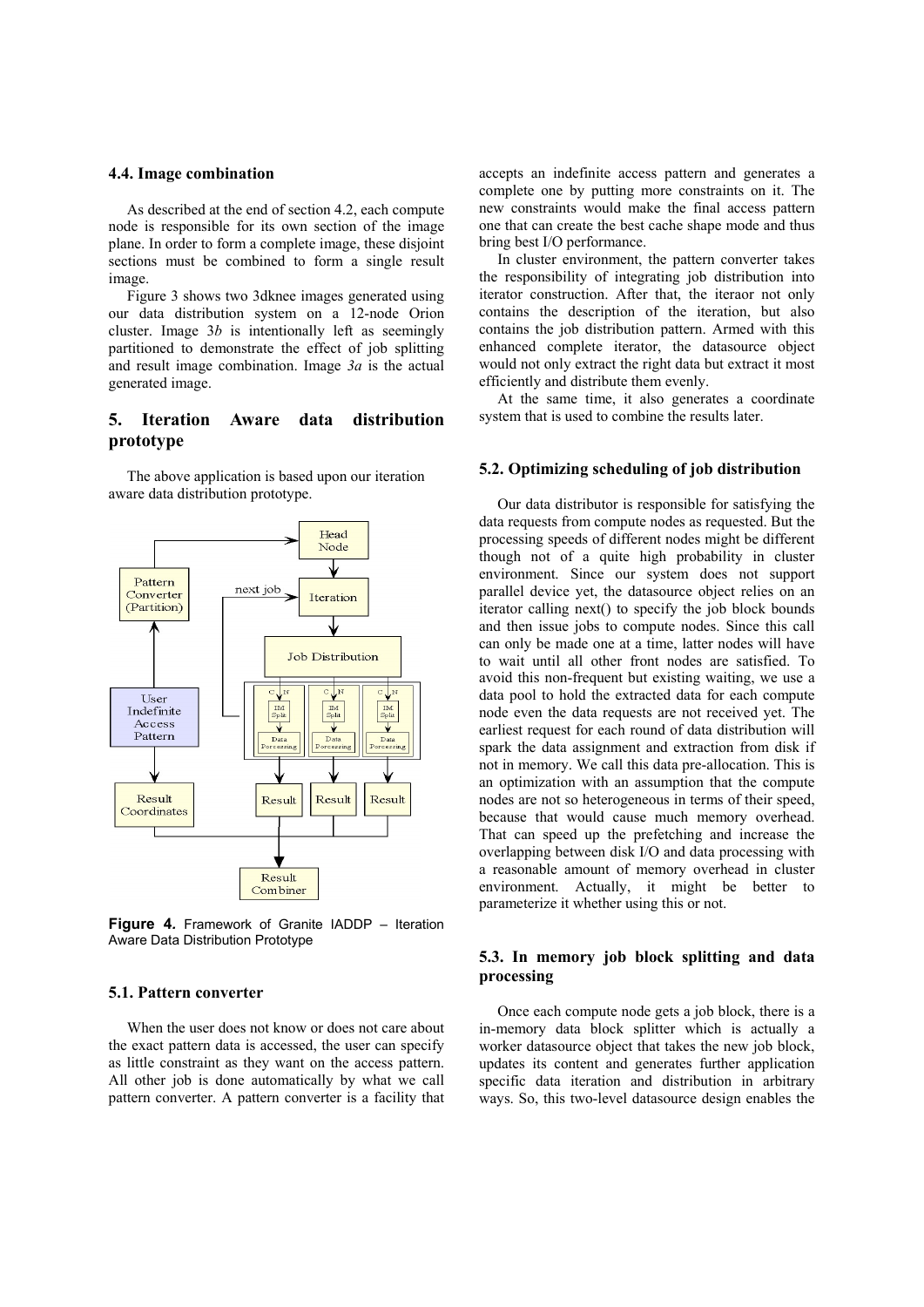### 4.4. Image combination

As described at the end of section 4.2, each compute node is responsible for its own section of the image plane. In order to form a complete image, these disjoint sections must be combined to form a single result image.

Figure 3 shows two 3dknee images generated using our data distribution system on a 12-node Orion cluster. Image 3*b* is intentionally left as seemingly partitioned to demonstrate the effect of job splitting and result image combination. Image *3a* is the actual generated image.

## 5. Iteration Aware data distribution prototype

The above application is based upon our iteration aware data distribution prototype.

Head Node
Iteration
next job
Job Distribution
Pattern Converter (Partition)
User Indefinite Access Pattern
C N
IM Split
Data Porcessing
Result Coordinates
Result
Result
Result
Result Combiner

**Figure 4.** Framework of Granite IADDP – Iteration Aware Data Distribution Prototype

### 5.1. Pattern converter

When the user does not know or does not care about the exact pattern data is accessed, the user can specify as little constraint as they want on the access pattern. All other job is done automatically by what we call pattern converter. A pattern converter is a facility that accepts an indefinite access pattern and generates a complete one by putting more constraints on it. The new constraints would make the final access pattern one that can create the best cache shape mode and thus bring best I/O performance.

In cluster environment, the pattern converter takes the responsibility of integrating job distribution into iterator construction. After that, the iteraor not only contains the description of the iteration, but also contains the job distribution pattern. Armed with this enhanced complete iterator, the datasource object would not only extract the right data but extract it most efficiently and distribute them evenly.

At the same time, it also generates a coordinate system that is used to combine the results later.

### 5.2. Optimizing scheduling of job distribution

Our data distributor is responsible for satisfying the data requests from compute nodes as requested. But the processing speeds of different nodes might be different though not of a quite high probability in cluster environment. Since our system does not support parallel device yet, the datasource object relies on an iterator calling next() to specify the job block bounds and then issue jobs to compute nodes. Since this call can only be made one at a time, latter nodes will have to wait until all other front nodes are satisfied. To avoid this non-frequent but existing waiting, we use a data pool to hold the extracted data for each compute node even the data requests are not received yet. The earliest request for each round of data distribution will spark the data assignment and extraction from disk if not in memory. We call this data pre-allocation. This is an optimization with an assumption that the compute nodes are not so heterogeneous in terms of their speed, because that would cause much memory overhead. That can speed up the prefetching and increase the overlapping between disk I/O and data processing with a reasonable amount of memory overhead in cluster environment. Actually, it might be better to parameterize it whether using this or not.

### 5.3. In memory job block splitting and data processing

Once each compute node gets a job block, there is a in-memory data block splitter which is actually a worker datasource object that takes the new job block, updates its content and generates further application specific data iteration and distribution in arbitrary ways. So, this two-level datasource design enables the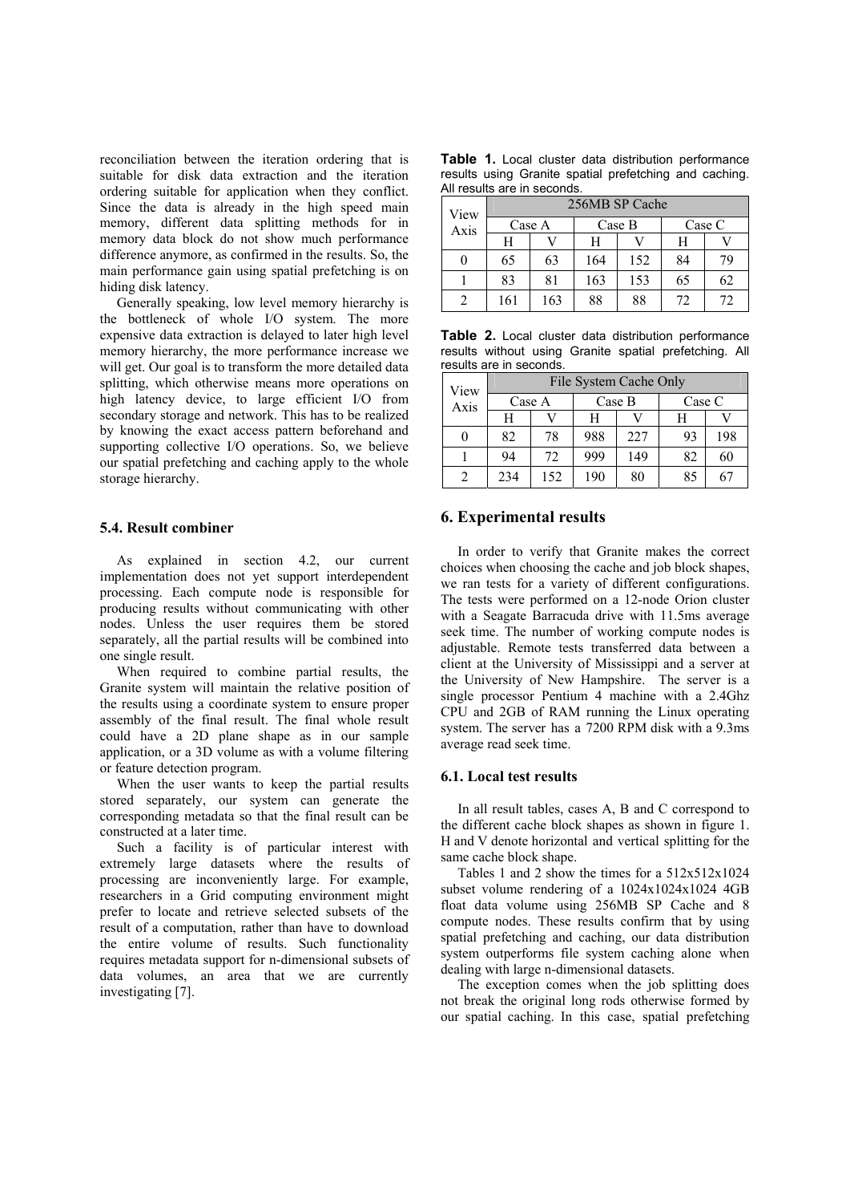reconciliation between the iteration ordering that is suitable for disk data extraction and the iteration ordering suitable for application when they conflict. Since the data is already in the high speed main memory, different data splitting methods for in memory data block do not show much performance difference anymore, as confirmed in the results. So, the main performance gain using spatial prefetching is on hiding disk latency.

Generally speaking, low level memory hierarchy is the bottleneck of whole I/O system. The more expensive data extraction is delayed to later high level memory hierarchy, the more performance increase we will get. Our goal is to transform the more detailed data splitting, which otherwise means more operations on high latency device, to large efficient I/O from secondary storage and network. This has to be realized by knowing the exact access pattern beforehand and supporting collective I/O operations. So, we believe our spatial prefetching and caching apply to the whole storage hierarchy.

### 5.4. Result combiner

As explained in section 4.2, our current implementation does not yet support interdependent processing. Each compute node is responsible for producing results without communicating with other nodes. Unless the user requires them be stored separately, all the partial results will be combined into one single result.

When required to combine partial results, the Granite system will maintain the relative position of the results using a coordinate system to ensure proper assembly of the final result. The final whole result could have a 2D plane shape as in our sample application, or a 3D volume as with a volume filtering or feature detection program.

When the user wants to keep the partial results stored separately, our system can generate the corresponding metadata so that the final result can be constructed at a later time.

Such a facility is of particular interest with extremely large datasets where the results of processing are inconveniently large. For example, researchers in a Grid computing environment might prefer to locate and retrieve selected subsets of the result of a computation, rather than have to download the entire volume of results. Such functionality requires metadata support for n-dimensional subsets of data volumes, an area that we are currently investigating [7].

**Table 1.** Local cluster data distribution performance results using Granite spatial prefetching and caching. All results are in seconds.

| View Axis | 256MB SP Cache | | | | | |
|---|---|---|---|---|---|---|
| | Case A | | Case B | | Case C | |
| | H | V | H | V | H | V |
| 0 | 65 | 63 | 164 | 152 | 84 | 79 |
| 1 | 83 | 81 | 163 | 153 | 65 | 62 |
| 2 | 161 | 163 | 88 | 88 | 72 | 72 |

**Table 2.** Local cluster data distribution performance results without using Granite spatial prefetching. All results are in seconds.

| View Axis | File System Cache Only | | | | | |
|---|---|---|---|---|---|---|
| | Case A | | Case B | | Case C | |
| | H | V | H | V | H | V |
| 0 | 82 | 78 | 988 | 227 | 93 | 198 |
| 1 | 94 | 72 | 999 | 149 | 82 | 60 |
| 2 | 234 | 152 | 190 | 80 | 85 | 67 |

## 6. Experimental results

In order to verify that Granite makes the correct choices when choosing the cache and job block shapes, we ran tests for a variety of different configurations. The tests were performed on a 12-node Orion cluster with a Seagate Barracuda drive with 11.5ms average seek time. The number of working compute nodes is adjustable. Remote tests transferred data between a client at the University of Mississippi and a server at the University of New Hampshire. The server is a single processor Pentium 4 machine with a 2.4Ghz CPU and 2GB of RAM running the Linux operating system. The server has a 7200 RPM disk with a 9.3ms average read seek time.

### 6.1. Local test results

In all result tables, cases A, B and C correspond to the different cache block shapes as shown in figure 1. H and V denote horizontal and vertical splitting for the same cache block shape.

Tables 1 and 2 show the times for a 512x512x1024 subset volume rendering of a 1024x1024x1024 4GB float data volume using 256MB SP Cache and 8 compute nodes. These results confirm that by using spatial prefetching and caching, our data distribution system outperforms file system caching alone when dealing with large n-dimensional datasets.

The exception comes when the job splitting does not break the original long rods otherwise formed by our spatial caching. In this case, spatial prefetching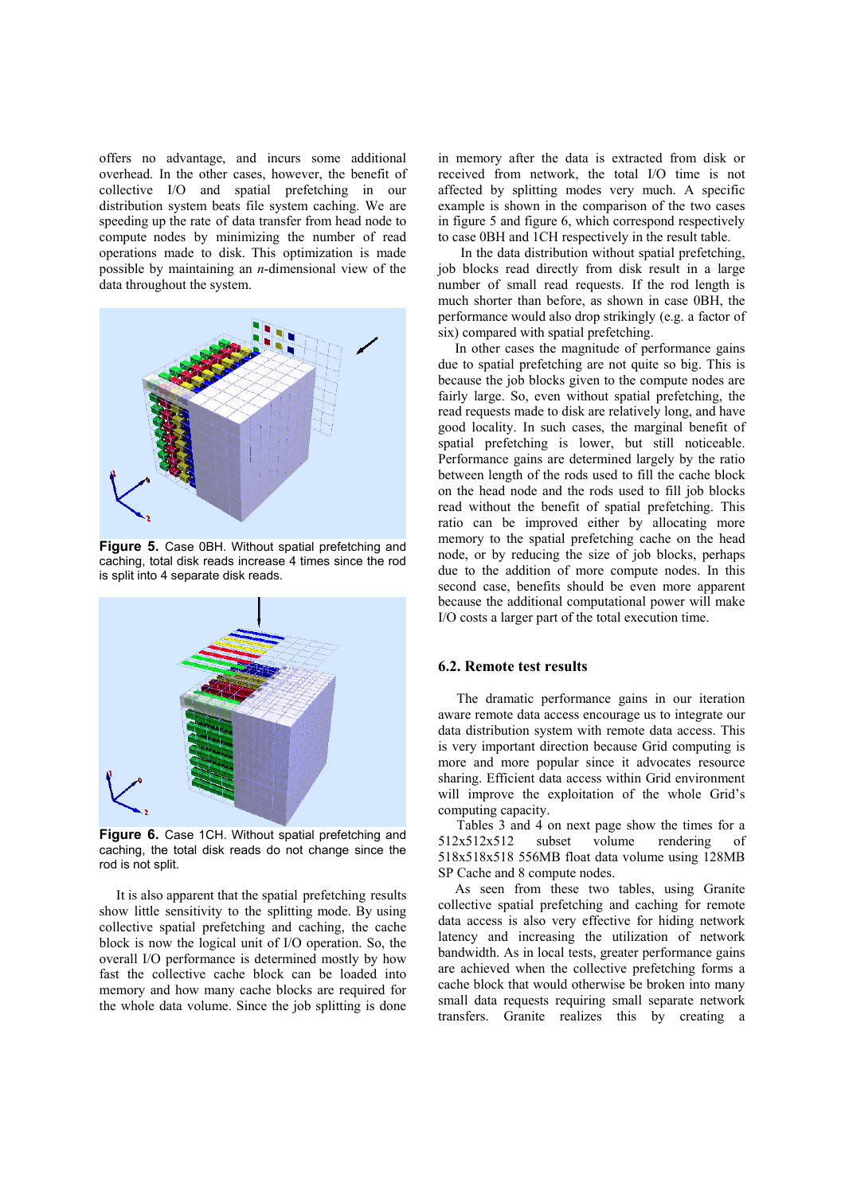offers no advantage, and incurs some additional overhead. In the other cases, however, the benefit of collective I/O and spatial prefetching in our distribution system beats file system caching. We are speeding up the rate of data transfer from head node to compute nodes by minimizing the number of read operations made to disk. This optimization is made possible by maintaining an *n*-dimensional view of the data throughout the system.

**Figure 5.** Case 0BH. Without spatial prefetching and caching, total disk reads increase 4 times since the rod is split into 4 separate disk reads.

**Figure 6.** Case 1CH. Without spatial prefetching and caching, the total disk reads do not change since the rod is not split.

It is also apparent that the spatial prefetching results show little sensitivity to the splitting mode. By using collective spatial prefetching and caching, the cache block is now the logical unit of I/O operation. So, the overall I/O performance is determined mostly by how fast the collective cache block can be loaded into memory and how many cache blocks are required for the whole data volume. Since the job splitting is done in memory after the data is extracted from disk or received from network, the total I/O time is not affected by splitting modes very much. A specific example is shown in the comparison of the two cases in figure 5 and figure 6, which correspond respectively to case 0BH and 1CH respectively in the result table.

In the data distribution without spatial prefetching, job blocks read directly from disk result in a large number of small read requests. If the rod length is much shorter than before, as shown in case 0BH, the performance would also drop strikingly (e.g. a factor of six) compared with spatial prefetching.

In other cases the magnitude of performance gains due to spatial prefetching are not quite so big. This is because the job blocks given to the compute nodes are fairly large. So, even without spatial prefetching, the read requests made to disk are relatively long, and have good locality. In such cases, the marginal benefit of spatial prefetching is lower, but still noticeable. Performance gains are determined largely by the ratio between length of the rods used to fill the cache block on the head node and the rods used to fill job blocks read without the benefit of spatial prefetching. This ratio can be improved either by allocating more memory to the spatial prefetching cache on the head node, or by reducing the size of job blocks, perhaps due to the addition of more compute nodes. In this second case, benefits should be even more apparent because the additional computational power will make I/O costs a larger part of the total execution time.

## 6.2. Remote test results

The dramatic performance gains in our iteration aware remote data access encourage us to integrate our data distribution system with remote data access. This is very important direction because Grid computing is more and more popular since it advocates resource sharing. Efficient data access within Grid environment will improve the exploitation of the whole Grid's computing capacity.

Tables 3 and 4 on next page show the times for a 512x512x512 subset volume rendering of 518x518x518 556MB float data volume using 128MB SP Cache and 8 compute nodes.

As seen from these two tables, using Granite collective spatial prefetching and caching for remote data access is also very effective for hiding network latency and increasing the utilization of network bandwidth. As in local tests, greater performance gains are achieved when the collective prefetching forms a cache block that would otherwise be broken into many small data requests requiring small separate network transfers. Granite realizes this by creating a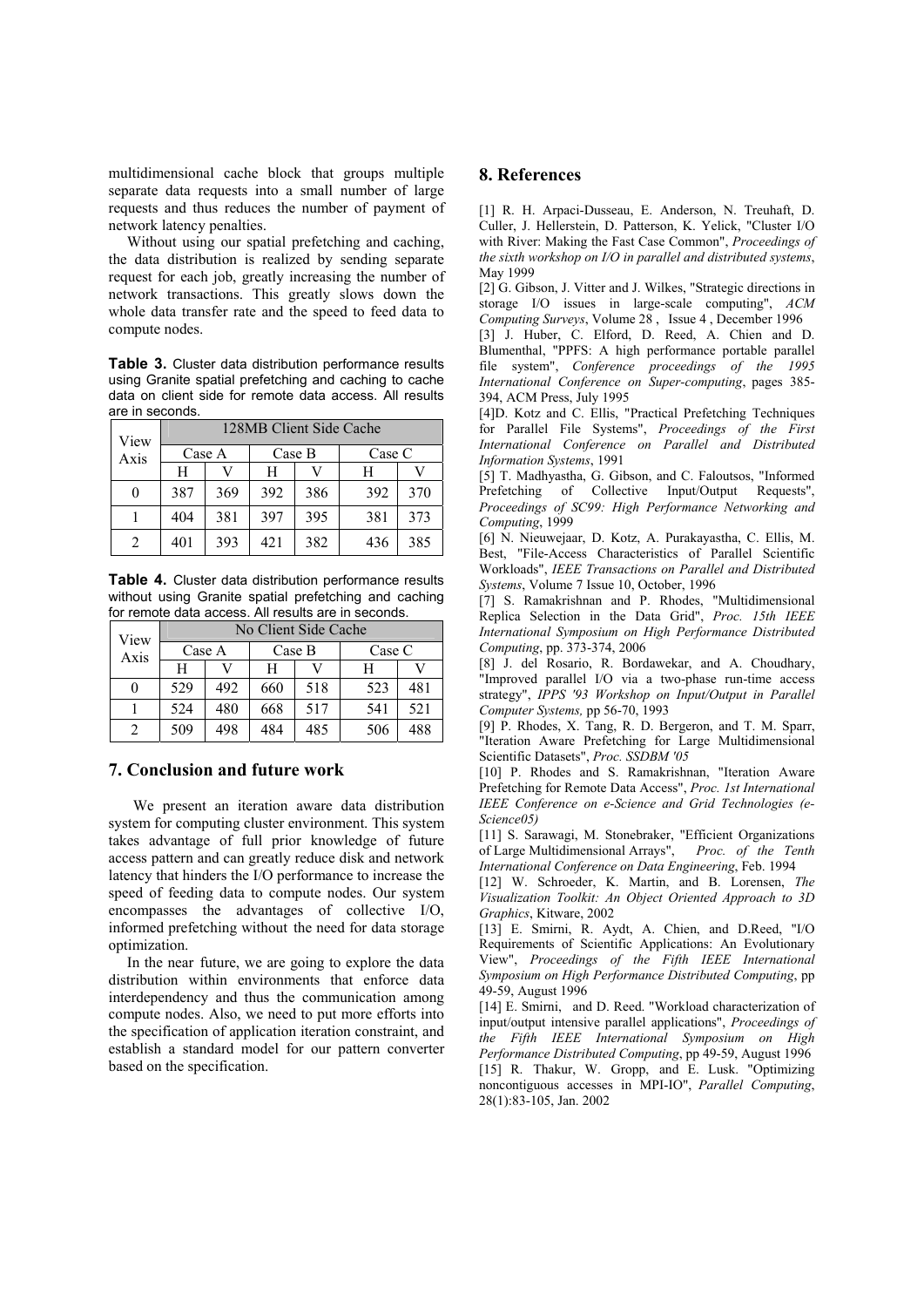multidimensional cache block that groups multiple separate data requests into a small number of large requests and thus reduces the number of payment of network latency penalties.

Without using our spatial prefetching and caching, the data distribution is realized by sending separate request for each job, greatly increasing the number of network transactions. This greatly slows down the whole data transfer rate and the speed to feed data to compute nodes.

**Table 3.** Cluster data distribution performance results using Granite spatial prefetching and caching to cache data on client side for remote data access. All results are in seconds.

| View Axis | 128MB Client Side Cache | | | | | |
|---|---|---|---|---|---|---|
| | Case A | | Case B | | Case C | |
| | H | V | H | V | H | V |
| 0 | 387 | 369 | 392 | 386 | 392 | 370 |
| 1 | 404 | 381 | 397 | 395 | 381 | 373 |
| 2 | 401 | 393 | 421 | 382 | 436 | 385 |

**Table 4.** Cluster data distribution performance results without using Granite spatial prefetching and caching for remote data access. All results are in seconds.

| View Axis | No Client Side Cache | | | | | |
|---|---|---|---|---|---|---|
| | Case A | | Case B | | Case C | |
| | H | V | H | V | H | V |
| 0 | 529 | 492 | 660 | 518 | 523 | 481 |
| 1 | 524 | 480 | 668 | 517 | 541 | 521 |
| 2 | 509 | 498 | 484 | 485 | 506 | 488 |

## 7. Conclusion and future work

We present an iteration aware data distribution system for computing cluster environment. This system takes advantage of full prior knowledge of future access pattern and can greatly reduce disk and network latency that hinders the I/O performance to increase the speed of feeding data to compute nodes. Our system encompasses the advantages of collective I/O, informed prefetching without the need for data storage optimization.

In the near future, we are going to explore the data distribution within environments that enforce data interdependency and thus the communication among compute nodes. Also, we need to put more efforts into the specification of application iteration constraint, and establish a standard model for our pattern converter based on the specification.

## 8. References

[1] R. H. Arpaci-Dusseau, E. Anderson, N. Treuhaft, D. Culler, J. Hellerstein, D. Patterson, K. Yelick, "Cluster I/O with River: Making the Fast Case Common", *Proceedings of the sixth workshop on I/O in parallel and distributed systems*, May 1999

[2] G. Gibson, J. Vitter and J. Wilkes, "Strategic directions in storage I/O issues in large-scale computing", *ACM Computing Surveys*, Volume 28 , Issue 4 , December 1996

[3] J. Huber, C. Elford, D. Reed, A. Chien and D. Blumenthal, "PPFS: A high performance portable parallel file system", *Conference proceedings of the 1995 International Conference on Super-computing*, pages 385-394, ACM Press, July 1995

[4]D. Kotz and C. Ellis, "Practical Prefetching Techniques for Parallel File Systems", *Proceedings of the First International Conference on Parallel and Distributed Information Systems*, 1991

[5] T. Madhyastha, G. Gibson, and C. Faloutsos, "Informed Prefetching of Collective Input/Output Requests", *Proceedings of SC99: High Performance Networking and Computing*, 1999

[6] N. Nieuwejaar, D. Kotz, A. Purakayastha, C. Ellis, M. Best, "File-Access Characteristics of Parallel Scientific Workloads", *IEEE Transactions on Parallel and Distributed Systems*, Volume 7 Issue 10, October, 1996

[7] S. Ramakrishnan and P. Rhodes, "Multidimensional Replica Selection in the Data Grid", *Proc. 15th IEEE International Symposium on High Performance Distributed Computing*, pp. 373-374, 2006

[8] J. del Rosario, R. Bordawekar, and A. Choudhary, "Improved parallel I/O via a two-phase run-time access strategy", *IPPS '93 Workshop on Input/Output in Parallel Computer Systems,* pp 56-70, 1993

[9] P. Rhodes, X. Tang, R. D. Bergeron, and T. M. Sparr, "Iteration Aware Prefetching for Large Multidimensional Scientific Datasets", *Proc. SSDBM '05*

[10] P. Rhodes and S. Ramakrishnan, "Iteration Aware Prefetching for Remote Data Access", *Proc. 1st International IEEE Conference on e-Science and Grid Technologies (e-Science05)*

[11] S. Sarawagi, M. Stonebraker, "Efficient Organizations of Large Multidimensional Arrays", *Proc. of the Tenth International Conference on Data Engineering*, Feb. 1994

[12] W. Schroeder, K. Martin, and B. Lorensen, *The Visualization Toolkit: An Object Oriented Approach to 3D Graphics*, Kitware, 2002

[13] E. Smirni, R. Aydt, A. Chien, and D.Reed, "I/O Requirements of Scientific Applications: An Evolutionary View", *Proceedings of the Fifth IEEE International Symposium on High Performance Distributed Computing*, pp 49-59, August 1996

[14] E. Smirni, and D. Reed. "Workload characterization of input/output intensive parallel applications", *Proceedings of the Fifth IEEE International Symposium on High Performance Distributed Computing*, pp 49-59, August 1996

[15] R. Thakur, W. Gropp, and E. Lusk. "Optimizing noncontiguous accesses in MPI-IO", *Parallel Computing*, 28(1):83-105, Jan. 2002